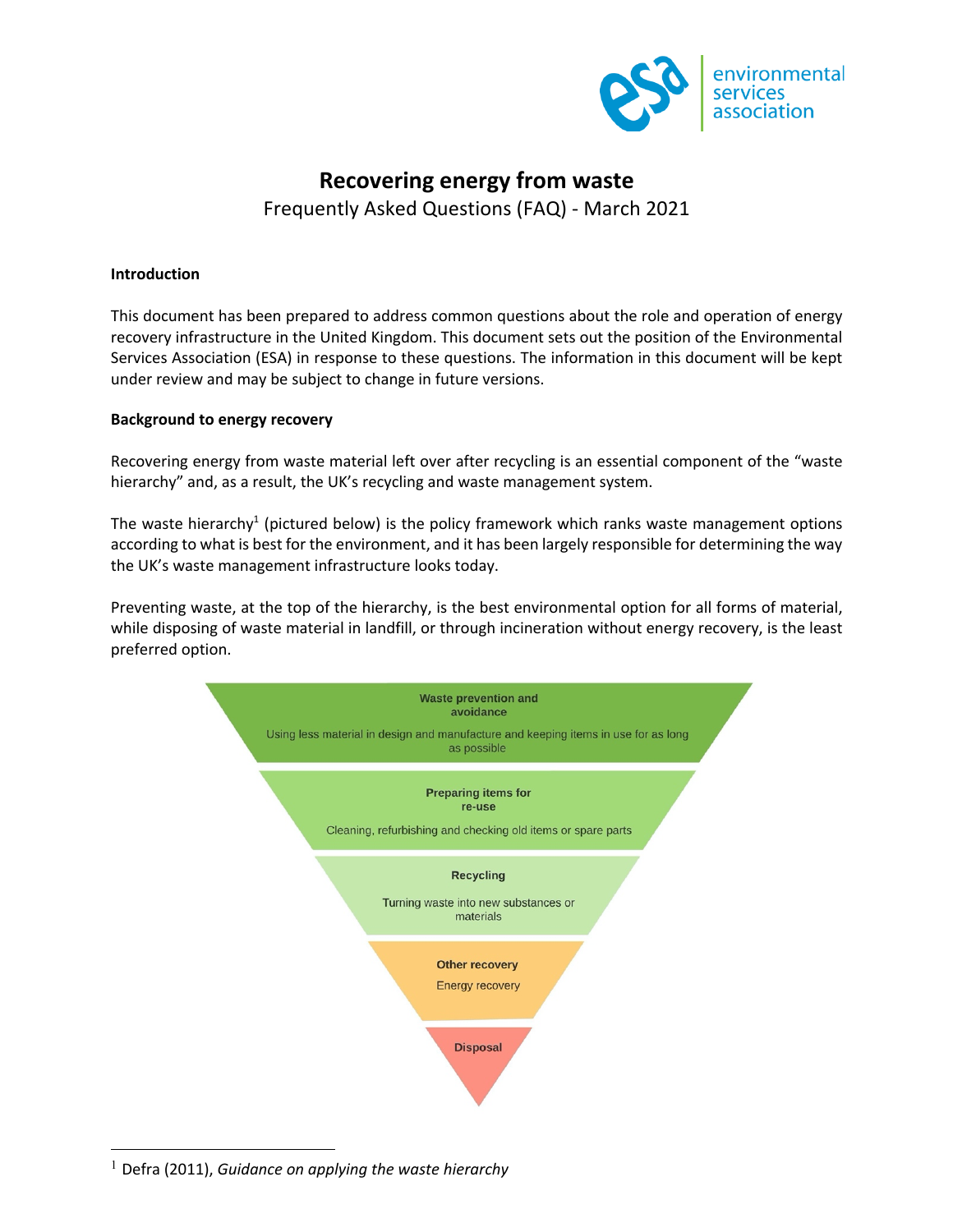environmental services association

# Recovering energy from waste

Frequently Asked Questions (FAQ) - March 2021

**Introduction**

This document has been prepared to address common questions about the role and operation of energy recovery infrastructure in the United Kingdom. This document sets out the position of the Environmental Services Association (ESA) in response to these questions. The information in this document will be kept under review and may be subject to change in future versions.

**Background to energy recovery**

Recovering energy from waste material left over after recycling is an essential component of the "waste hierarchy" and, as a result, the UK's recycling and waste management system.

The waste hierarchy[1] (pictured below) is the policy framework which ranks waste management options according to what is best for the environment, and it has been largely responsible for determining the way the UK's waste management infrastructure looks today.

Preventing waste, at the top of the hierarchy, is the best environmental option for all forms of material, while disposing of waste material in landfill, or through incineration without energy recovery, is the least preferred option.

**Waste prevention and avoidance**
Using less material in design and manufacture and keeping items in use for as long as possible

**Preparing items for re-use**
Cleaning, refurbishing and checking old items or spare parts

**Recycling**
Turning waste into new substances or materials

**Other recovery**
Energy recovery

**Disposal**

---

[1] Defra (2011), *Guidance on applying the waste hierarchy*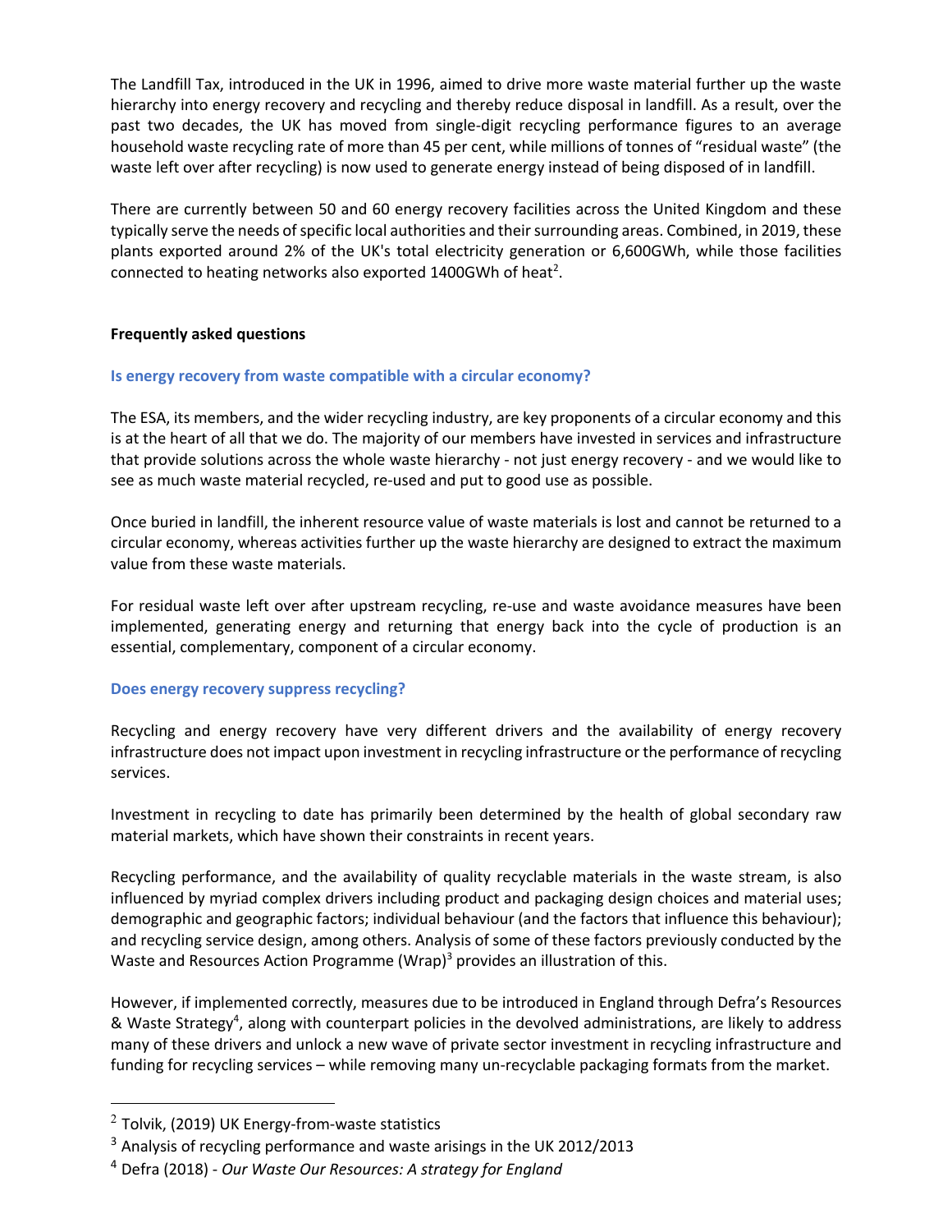The Landfill Tax, introduced in the UK in 1996, aimed to drive more waste material further up the waste hierarchy into energy recovery and recycling and thereby reduce disposal in landfill. As a result, over the past two decades, the UK has moved from single-digit recycling performance figures to an average household waste recycling rate of more than 45 per cent, while millions of tonnes of "residual waste" (the waste left over after recycling) is now used to generate energy instead of being disposed of in landfill.

There are currently between 50 and 60 energy recovery facilities across the United Kingdom and these typically serve the needs of specific local authorities and their surrounding areas. Combined, in 2019, these plants exported around 2% of the UK's total electricity generation or 6,600GWh, while those facilities connected to heating networks also exported 1400GWh of heat[2].

## Frequently asked questions

### Is energy recovery from waste compatible with a circular economy?

The ESA, its members, and the wider recycling industry, are key proponents of a circular economy and this is at the heart of all that we do. The majority of our members have invested in services and infrastructure that provide solutions across the whole waste hierarchy - not just energy recovery - and we would like to see as much waste material recycled, re-used and put to good use as possible.

Once buried in landfill, the inherent resource value of waste materials is lost and cannot be returned to a circular economy, whereas activities further up the waste hierarchy are designed to extract the maximum value from these waste materials.

For residual waste left over after upstream recycling, re-use and waste avoidance measures have been implemented, generating energy and returning that energy back into the cycle of production is an essential, complementary, component of a circular economy.

### Does energy recovery suppress recycling?

Recycling and energy recovery have very different drivers and the availability of energy recovery infrastructure does not impact upon investment in recycling infrastructure or the performance of recycling services.

Investment in recycling to date has primarily been determined by the health of global secondary raw material markets, which have shown their constraints in recent years.

Recycling performance, and the availability of quality recyclable materials in the waste stream, is also influenced by myriad complex drivers including product and packaging design choices and material uses; demographic and geographic factors; individual behaviour (and the factors that influence this behaviour); and recycling service design, among others. Analysis of some of these factors previously conducted by the Waste and Resources Action Programme (Wrap)[3] provides an illustration of this.

However, if implemented correctly, measures due to be introduced in England through Defra's Resources & Waste Strategy[4], along with counterpart policies in the devolved administrations, are likely to address many of these drivers and unlock a new wave of private sector investment in recycling infrastructure and funding for recycling services – while removing many un-recyclable packaging formats from the market.

---

[2] Tolvik, (2019) UK Energy-from-waste statistics

[3] Analysis of recycling performance and waste arisings in the UK 2012/2013

[4] Defra (2018) - *Our Waste Our Resources: A strategy for England*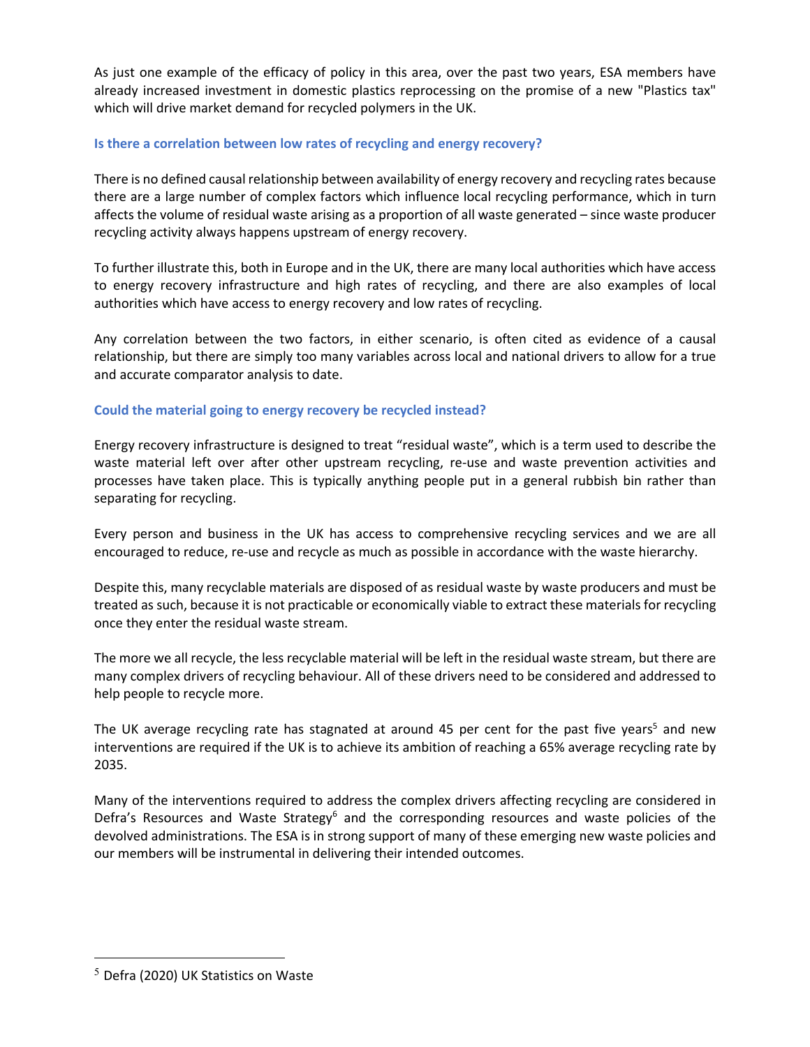As just one example of the efficacy of policy in this area, over the past two years, ESA members have already increased investment in domestic plastics reprocessing on the promise of a new "Plastics tax" which will drive market demand for recycled polymers in the UK.

### Is there a correlation between low rates of recycling and energy recovery?

There is no defined causal relationship between availability of energy recovery and recycling rates because there are a large number of complex factors which influence local recycling performance, which in turn affects the volume of residual waste arising as a proportion of all waste generated – since waste producer recycling activity always happens upstream of energy recovery.

To further illustrate this, both in Europe and in the UK, there are many local authorities which have access to energy recovery infrastructure and high rates of recycling, and there are also examples of local authorities which have access to energy recovery and low rates of recycling.

Any correlation between the two factors, in either scenario, is often cited as evidence of a causal relationship, but there are simply too many variables across local and national drivers to allow for a true and accurate comparator analysis to date.

### Could the material going to energy recovery be recycled instead?

Energy recovery infrastructure is designed to treat "residual waste", which is a term used to describe the waste material left over after other upstream recycling, re-use and waste prevention activities and processes have taken place. This is typically anything people put in a general rubbish bin rather than separating for recycling.

Every person and business in the UK has access to comprehensive recycling services and we are all encouraged to reduce, re-use and recycle as much as possible in accordance with the waste hierarchy.

Despite this, many recyclable materials are disposed of as residual waste by waste producers and must be treated as such, because it is not practicable or economically viable to extract these materials for recycling once they enter the residual waste stream.

The more we all recycle, the less recyclable material will be left in the residual waste stream, but there are many complex drivers of recycling behaviour. All of these drivers need to be considered and addressed to help people to recycle more.

The UK average recycling rate has stagnated at around 45 per cent for the past five years[5] and new interventions are required if the UK is to achieve its ambition of reaching a 65% average recycling rate by 2035.

Many of the interventions required to address the complex drivers affecting recycling are considered in Defra's Resources and Waste Strategy[6] and the corresponding resources and waste policies of the devolved administrations. The ESA is in strong support of many of these emerging new waste policies and our members will be instrumental in delivering their intended outcomes.

---

[5] Defra (2020) UK Statistics on Waste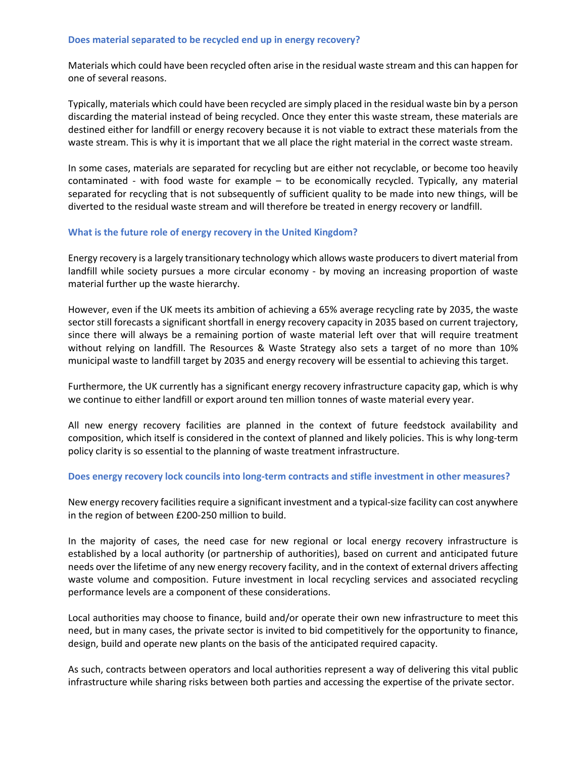### Does material separated to be recycled end up in energy recovery?

Materials which could have been recycled often arise in the residual waste stream and this can happen for one of several reasons.

Typically, materials which could have been recycled are simply placed in the residual waste bin by a person discarding the material instead of being recycled. Once they enter this waste stream, these materials are destined either for landfill or energy recovery because it is not viable to extract these materials from the waste stream. This is why it is important that we all place the right material in the correct waste stream.

In some cases, materials are separated for recycling but are either not recyclable, or become too heavily contaminated - with food waste for example – to be economically recycled. Typically, any material separated for recycling that is not subsequently of sufficient quality to be made into new things, will be diverted to the residual waste stream and will therefore be treated in energy recovery or landfill.

### What is the future role of energy recovery in the United Kingdom?

Energy recovery is a largely transitionary technology which allows waste producers to divert material from landfill while society pursues a more circular economy - by moving an increasing proportion of waste material further up the waste hierarchy.

However, even if the UK meets its ambition of achieving a 65% average recycling rate by 2035, the waste sector still forecasts a significant shortfall in energy recovery capacity in 2035 based on current trajectory, since there will always be a remaining portion of waste material left over that will require treatment without relying on landfill. The Resources & Waste Strategy also sets a target of no more than 10% municipal waste to landfill target by 2035 and energy recovery will be essential to achieving this target.

Furthermore, the UK currently has a significant energy recovery infrastructure capacity gap, which is why we continue to either landfill or export around ten million tonnes of waste material every year.

All new energy recovery facilities are planned in the context of future feedstock availability and composition, which itself is considered in the context of planned and likely policies. This is why long-term policy clarity is so essential to the planning of waste treatment infrastructure.

### Does energy recovery lock councils into long-term contracts and stifle investment in other measures?

New energy recovery facilities require a significant investment and a typical-size facility can cost anywhere in the region of between £200-250 million to build.

In the majority of cases, the need case for new regional or local energy recovery infrastructure is established by a local authority (or partnership of authorities), based on current and anticipated future needs over the lifetime of any new energy recovery facility, and in the context of external drivers affecting waste volume and composition. Future investment in local recycling services and associated recycling performance levels are a component of these considerations.

Local authorities may choose to finance, build and/or operate their own new infrastructure to meet this need, but in many cases, the private sector is invited to bid competitively for the opportunity to finance, design, build and operate new plants on the basis of the anticipated required capacity.

As such, contracts between operators and local authorities represent a way of delivering this vital public infrastructure while sharing risks between both parties and accessing the expertise of the private sector.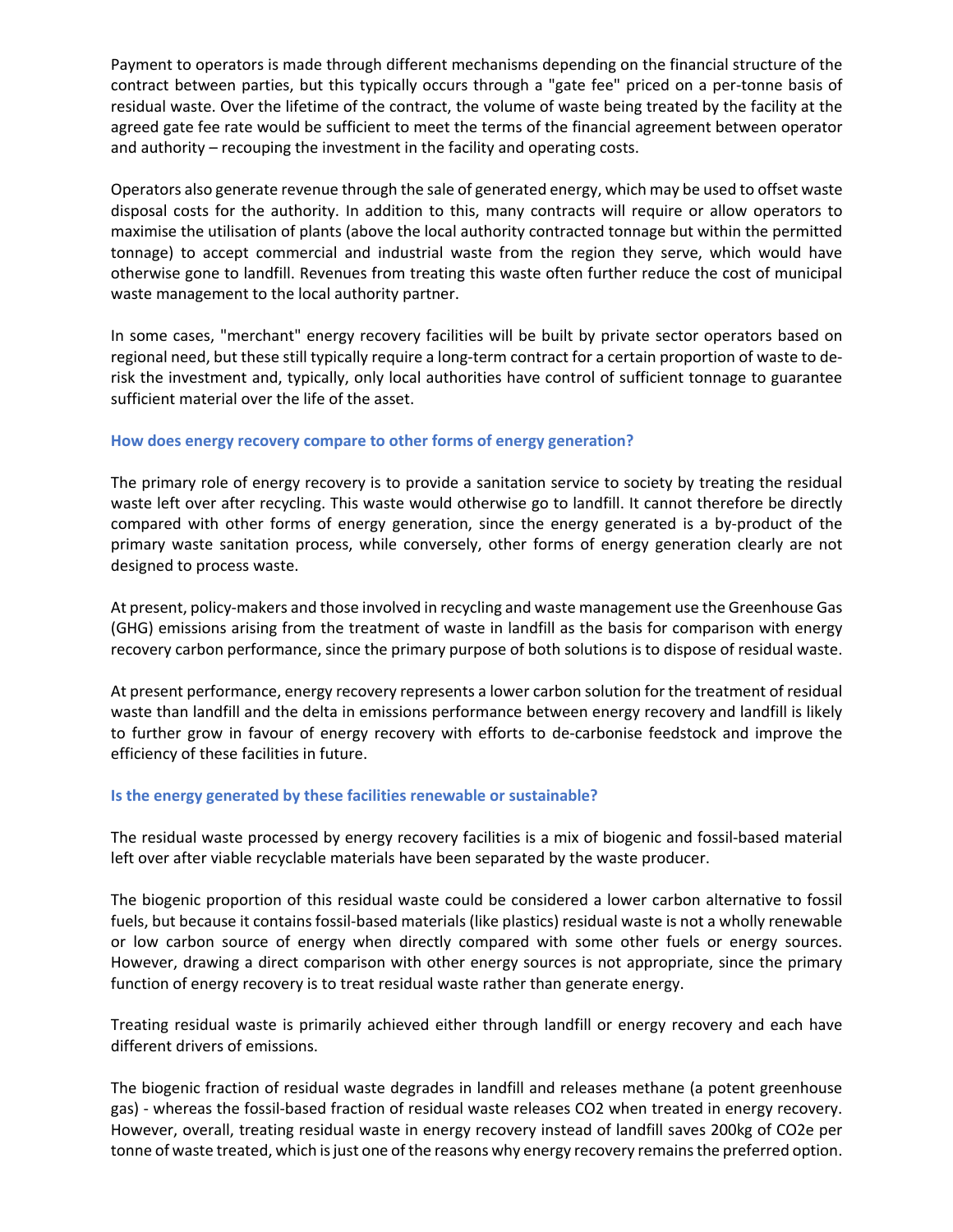Payment to operators is made through different mechanisms depending on the financial structure of the contract between parties, but this typically occurs through a "gate fee" priced on a per-tonne basis of residual waste. Over the lifetime of the contract, the volume of waste being treated by the facility at the agreed gate fee rate would be sufficient to meet the terms of the financial agreement between operator and authority – recouping the investment in the facility and operating costs.

Operators also generate revenue through the sale of generated energy, which may be used to offset waste disposal costs for the authority. In addition to this, many contracts will require or allow operators to maximise the utilisation of plants (above the local authority contracted tonnage but within the permitted tonnage) to accept commercial and industrial waste from the region they serve, which would have otherwise gone to landfill. Revenues from treating this waste often further reduce the cost of municipal waste management to the local authority partner.

In some cases, "merchant" energy recovery facilities will be built by private sector operators based on regional need, but these still typically require a long-term contract for a certain proportion of waste to de-risk the investment and, typically, only local authorities have control of sufficient tonnage to guarantee sufficient material over the life of the asset.

### How does energy recovery compare to other forms of energy generation?

The primary role of energy recovery is to provide a sanitation service to society by treating the residual waste left over after recycling. This waste would otherwise go to landfill. It cannot therefore be directly compared with other forms of energy generation, since the energy generated is a by-product of the primary waste sanitation process, while conversely, other forms of energy generation clearly are not designed to process waste.

At present, policy-makers and those involved in recycling and waste management use the Greenhouse Gas (GHG) emissions arising from the treatment of waste in landfill as the basis for comparison with energy recovery carbon performance, since the primary purpose of both solutions is to dispose of residual waste.

At present performance, energy recovery represents a lower carbon solution for the treatment of residual waste than landfill and the delta in emissions performance between energy recovery and landfill is likely to further grow in favour of energy recovery with efforts to de-carbonise feedstock and improve the efficiency of these facilities in future.

### Is the energy generated by these facilities renewable or sustainable?

The residual waste processed by energy recovery facilities is a mix of biogenic and fossil-based material left over after viable recyclable materials have been separated by the waste producer.

The biogenic proportion of this residual waste could be considered a lower carbon alternative to fossil fuels, but because it contains fossil-based materials (like plastics) residual waste is not a wholly renewable or low carbon source of energy when directly compared with some other fuels or energy sources. However, drawing a direct comparison with other energy sources is not appropriate, since the primary function of energy recovery is to treat residual waste rather than generate energy.

Treating residual waste is primarily achieved either through landfill or energy recovery and each have different drivers of emissions.

The biogenic fraction of residual waste degrades in landfill and releases methane (a potent greenhouse gas) - whereas the fossil-based fraction of residual waste releases $CO_2$ when treated in energy recovery. However, overall, treating residual waste in energy recovery instead of landfill saves 200kg of $CO_2e$ per tonne of waste treated, which is just one of the reasons why energy recovery remains the preferred option.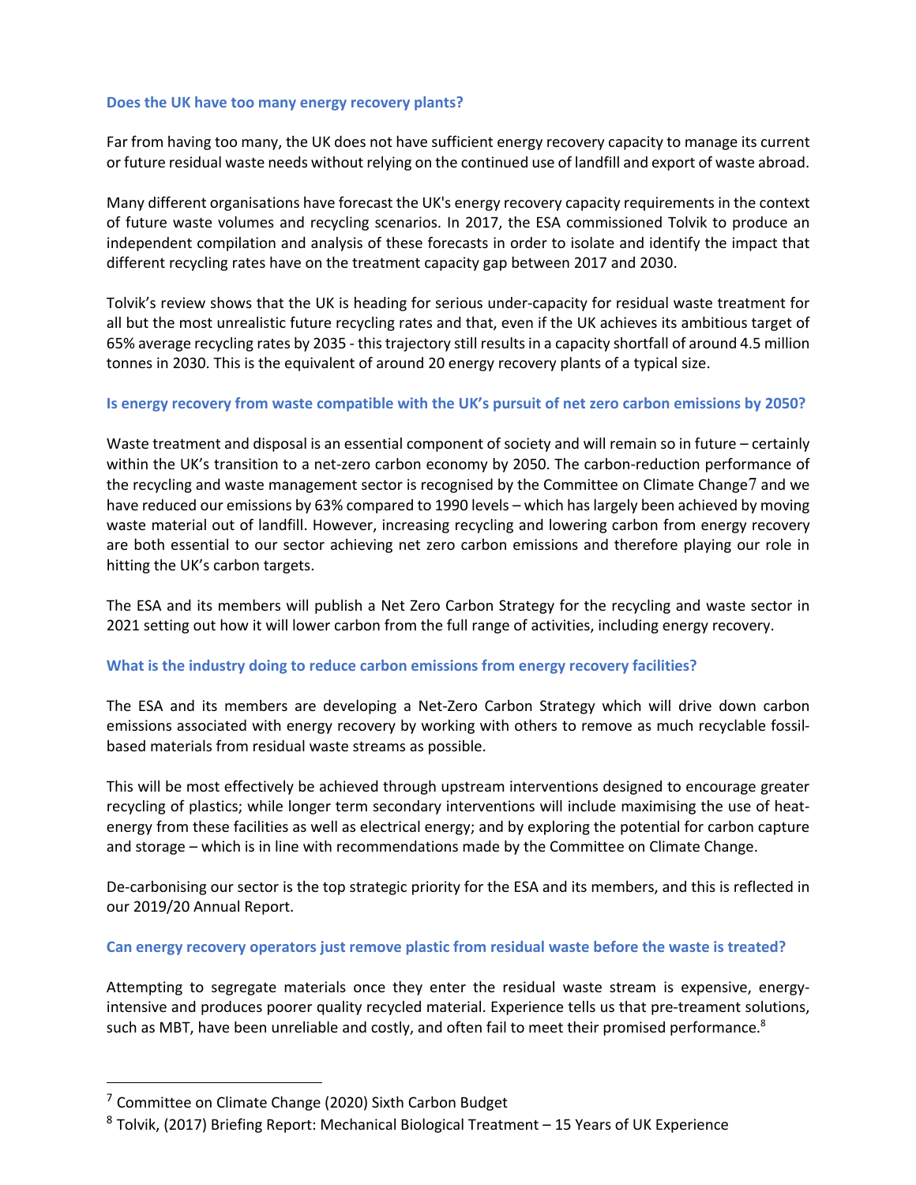### Does the UK have too many energy recovery plants?

Far from having too many, the UK does not have sufficient energy recovery capacity to manage its current or future residual waste needs without relying on the continued use of landfill and export of waste abroad.

Many different organisations have forecast the UK's energy recovery capacity requirements in the context of future waste volumes and recycling scenarios. In 2017, the ESA commissioned Tolvik to produce an independent compilation and analysis of these forecasts in order to isolate and identify the impact that different recycling rates have on the treatment capacity gap between 2017 and 2030.

Tolvik's review shows that the UK is heading for serious under-capacity for residual waste treatment for all but the most unrealistic future recycling rates and that, even if the UK achieves its ambitious target of 65% average recycling rates by 2035 - this trajectory still results in a capacity shortfall of around 4.5 million tonnes in 2030. This is the equivalent of around 20 energy recovery plants of a typical size.

### Is energy recovery from waste compatible with the UK's pursuit of net zero carbon emissions by 2050?

Waste treatment and disposal is an essential component of society and will remain so in future – certainly within the UK's transition to a net-zero carbon economy by 2050. The carbon-reduction performance of the recycling and waste management sector is recognised by the Committee on Climate Change[7] and we have reduced our emissions by 63% compared to 1990 levels – which has largely been achieved by moving waste material out of landfill. However, increasing recycling and lowering carbon from energy recovery are both essential to our sector achieving net zero carbon emissions and therefore playing our role in hitting the UK's carbon targets.

The ESA and its members will publish a Net Zero Carbon Strategy for the recycling and waste sector in 2021 setting out how it will lower carbon from the full range of activities, including energy recovery.

### What is the industry doing to reduce carbon emissions from energy recovery facilities?

The ESA and its members are developing a Net-Zero Carbon Strategy which will drive down carbon emissions associated with energy recovery by working with others to remove as much recyclable fossil-based materials from residual waste streams as possible.

This will be most effectively be achieved through upstream interventions designed to encourage greater recycling of plastics; while longer term secondary interventions will include maximising the use of heat-energy from these facilities as well as electrical energy; and by exploring the potential for carbon capture and storage – which is in line with recommendations made by the Committee on Climate Change.

De-carbonising our sector is the top strategic priority for the ESA and its members, and this is reflected in our 2019/20 Annual Report.

### Can energy recovery operators just remove plastic from residual waste before the waste is treated?

Attempting to segregate materials once they enter the residual waste stream is expensive, energy-intensive and produces poorer quality recycled material. Experience tells us that pre-treament solutions, such as MBT, have been unreliable and costly, and often fail to meet their promised performance.[8]

---

[7] Committee on Climate Change (2020) Sixth Carbon Budget

[8] Tolvik, (2017) Briefing Report: Mechanical Biological Treatment – 15 Years of UK Experience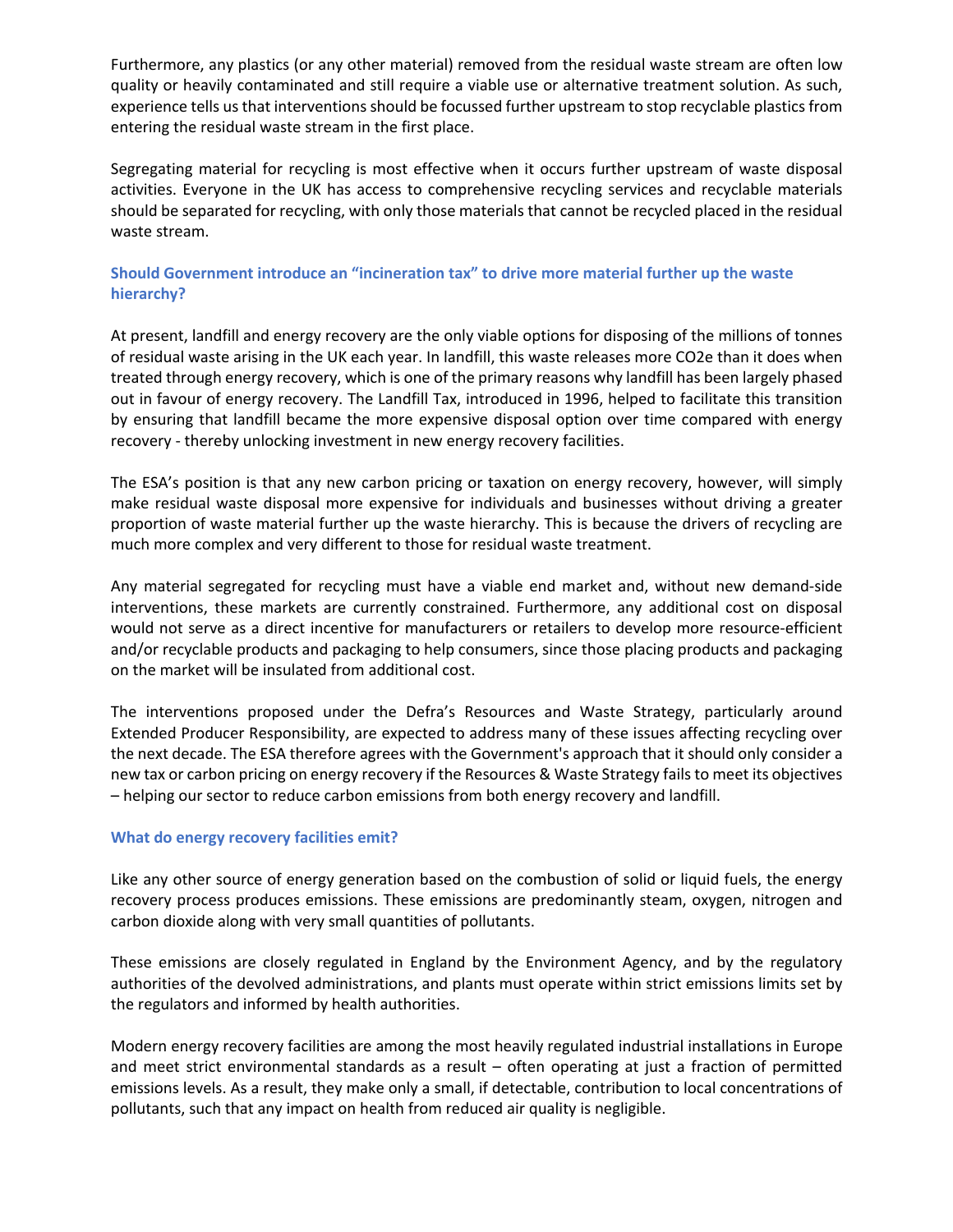Furthermore, any plastics (or any other material) removed from the residual waste stream are often low quality or heavily contaminated and still require a viable use or alternative treatment solution. As such, experience tells us that interventions should be focussed further upstream to stop recyclable plastics from entering the residual waste stream in the first place.

Segregating material for recycling is most effective when it occurs further upstream of waste disposal activities. Everyone in the UK has access to comprehensive recycling services and recyclable materials should be separated for recycling, with only those materials that cannot be recycled placed in the residual waste stream.

### Should Government introduce an "incineration tax" to drive more material further up the waste hierarchy?

At present, landfill and energy recovery are the only viable options for disposing of the millions of tonnes of residual waste arising in the UK each year. In landfill, this waste releases more $CO_2e$ than it does when treated through energy recovery, which is one of the primary reasons why landfill has been largely phased out in favour of energy recovery. The Landfill Tax, introduced in 1996, helped to facilitate this transition by ensuring that landfill became the more expensive disposal option over time compared with energy recovery - thereby unlocking investment in new energy recovery facilities.

The ESA's position is that any new carbon pricing or taxation on energy recovery, however, will simply make residual waste disposal more expensive for individuals and businesses without driving a greater proportion of waste material further up the waste hierarchy. This is because the drivers of recycling are much more complex and very different to those for residual waste treatment.

Any material segregated for recycling must have a viable end market and, without new demand-side interventions, these markets are currently constrained. Furthermore, any additional cost on disposal would not serve as a direct incentive for manufacturers or retailers to develop more resource-efficient and/or recyclable products and packaging to help consumers, since those placing products and packaging on the market will be insulated from additional cost.

The interventions proposed under the Defra's Resources and Waste Strategy, particularly around Extended Producer Responsibility, are expected to address many of these issues affecting recycling over the next decade. The ESA therefore agrees with the Government's approach that it should only consider a new tax or carbon pricing on energy recovery if the Resources & Waste Strategy fails to meet its objectives – helping our sector to reduce carbon emissions from both energy recovery and landfill.

### What do energy recovery facilities emit?

Like any other source of energy generation based on the combustion of solid or liquid fuels, the energy recovery process produces emissions. These emissions are predominantly steam, oxygen, nitrogen and carbon dioxide along with very small quantities of pollutants.

These emissions are closely regulated in England by the Environment Agency, and by the regulatory authorities of the devolved administrations, and plants must operate within strict emissions limits set by the regulators and informed by health authorities.

Modern energy recovery facilities are among the most heavily regulated industrial installations in Europe and meet strict environmental standards as a result – often operating at just a fraction of permitted emissions levels. As a result, they make only a small, if detectable, contribution to local concentrations of pollutants, such that any impact on health from reduced air quality is negligible.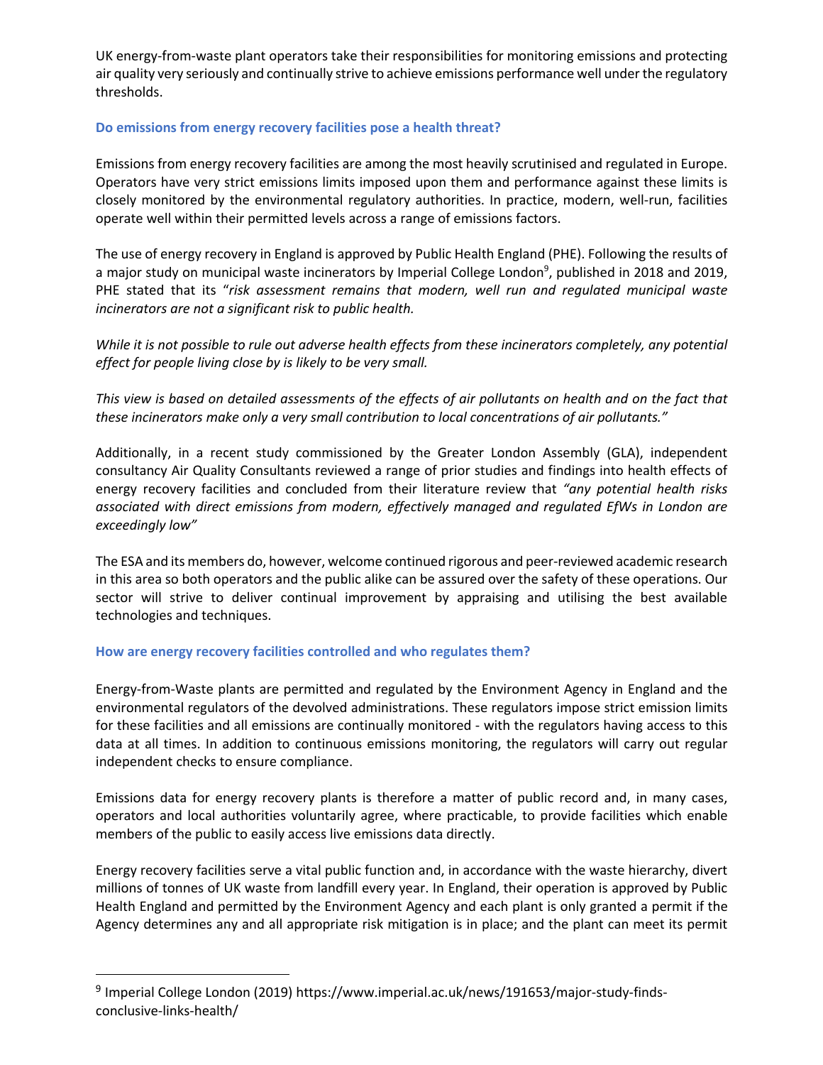UK energy-from-waste plant operators take their responsibilities for monitoring emissions and protecting air quality very seriously and continually strive to achieve emissions performance well under the regulatory thresholds.

### Do emissions from energy recovery facilities pose a health threat?

Emissions from energy recovery facilities are among the most heavily scrutinised and regulated in Europe. Operators have very strict emissions limits imposed upon them and performance against these limits is closely monitored by the environmental regulatory authorities. In practice, modern, well-run, facilities operate well within their permitted levels across a range of emissions factors.

The use of energy recovery in England is approved by Public Health England (PHE). Following the results of a major study on municipal waste incinerators by Imperial College London[9], published in 2018 and 2019, PHE stated that its "*risk assessment remains that modern, well run and regulated municipal waste incinerators are not a significant risk to public health.*

*While it is not possible to rule out adverse health effects from these incinerators completely, any potential effect for people living close by is likely to be very small.*

*This view is based on detailed assessments of the effects of air pollutants on health and on the fact that these incinerators make only a very small contribution to local concentrations of air pollutants."*

Additionally, in a recent study commissioned by the Greater London Assembly (GLA), independent consultancy Air Quality Consultants reviewed a range of prior studies and findings into health effects of energy recovery facilities and concluded from their literature review that *"any potential health risks associated with direct emissions from modern, effectively managed and regulated EfWs in London are exceedingly low"*

The ESA and its members do, however, welcome continued rigorous and peer-reviewed academic research in this area so both operators and the public alike can be assured over the safety of these operations. Our sector will strive to deliver continual improvement by appraising and utilising the best available technologies and techniques.

### How are energy recovery facilities controlled and who regulates them?

Energy-from-Waste plants are permitted and regulated by the Environment Agency in England and the environmental regulators of the devolved administrations. These regulators impose strict emission limits for these facilities and all emissions are continually monitored - with the regulators having access to this data at all times. In addition to continuous emissions monitoring, the regulators will carry out regular independent checks to ensure compliance.

Emissions data for energy recovery plants is therefore a matter of public record and, in many cases, operators and local authorities voluntarily agree, where practicable, to provide facilities which enable members of the public to easily access live emissions data directly.

Energy recovery facilities serve a vital public function and, in accordance with the waste hierarchy, divert millions of tonnes of UK waste from landfill every year. In England, their operation is approved by Public Health England and permitted by the Environment Agency and each plant is only granted a permit if the Agency determines any and all appropriate risk mitigation is in place; and the plant can meet its permit

[9] Imperial College London (2019) https://www.imperial.ac.uk/news/191653/major-study-finds-conclusive-links-health/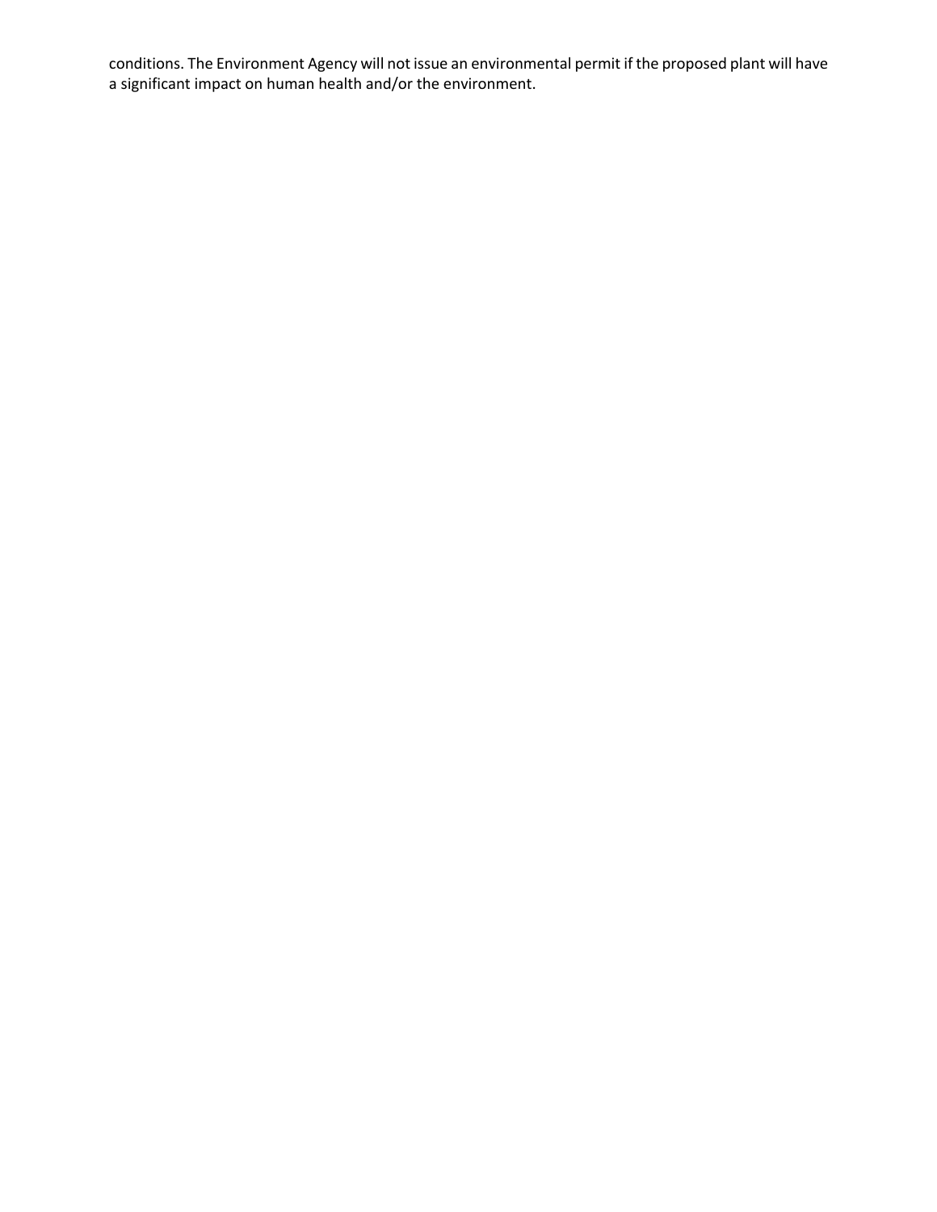conditions. The Environment Agency will not issue an environmental permit if the proposed plant will have a significant impact on human health and/or the environment.